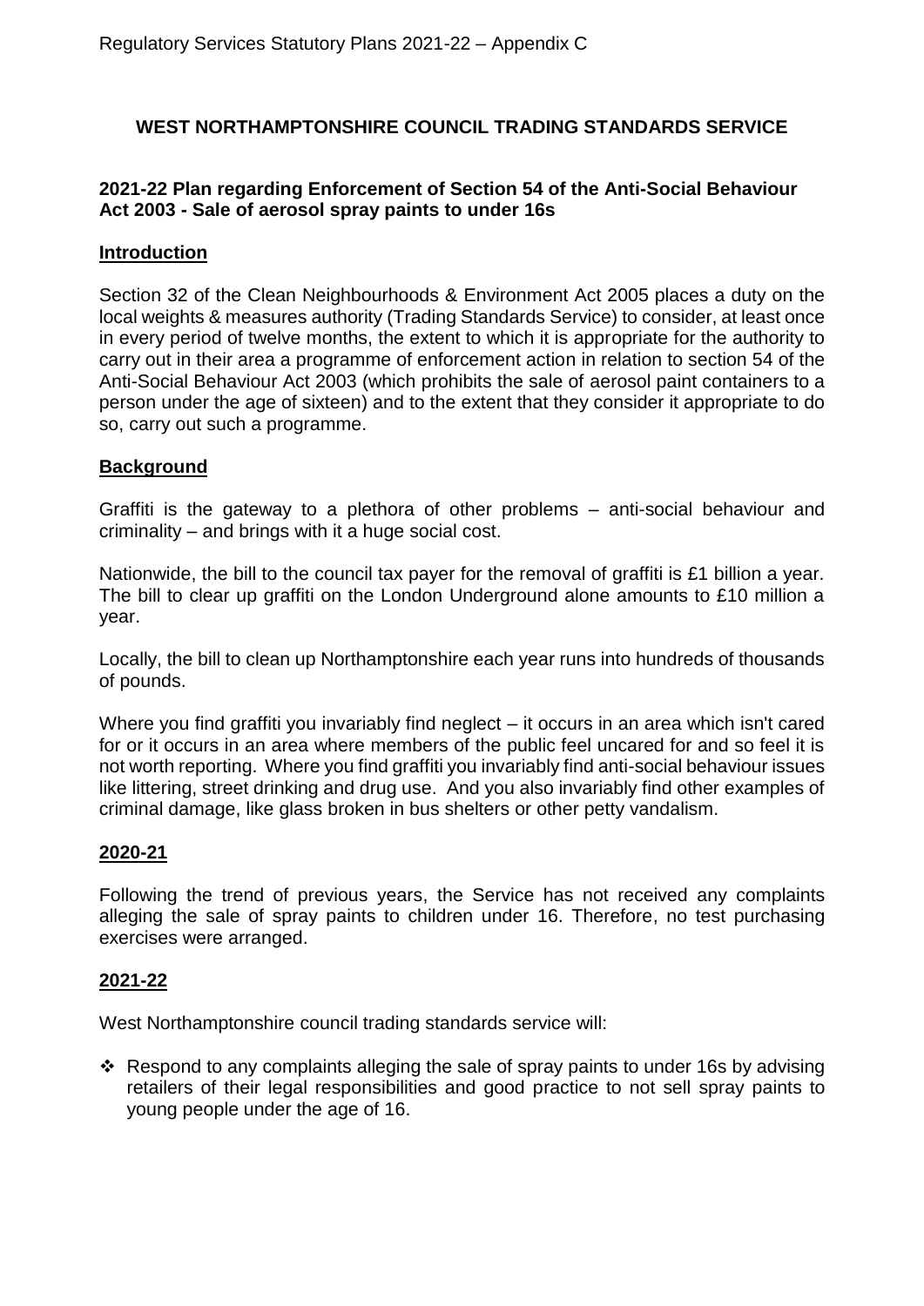# WEST NORTHAMPTONSHIRE COUNCIL TRADING STANDARDS SERVICE

## 2021-22 Plan regarding Enforcement of Section 54 of the Anti-Social Behaviour Act 2003 - Sale of aerosol spray paints to under 16s

### Introduction

Section 32 of the Clean Neighbourhoods & Environment Act 2005 places a duty on the local weights & measures authority (Trading Standards Service) to consider, at least once in every period of twelve months, the extent to which it is appropriate for the authority to carry out in their area a programme of enforcement action in relation to section 54 of the Anti-Social Behaviour Act 2003 (which prohibits the sale of aerosol paint containers to a person under the age of sixteen) and to the extent that they consider it appropriate to do so, carry out such a programme.

### Background

Graffiti is the gateway to a plethora of other problems – anti-social behaviour and criminality – and brings with it a huge social cost.

Nationwide, the bill to the council tax payer for the removal of graffiti is £1 billion a year. The bill to clear up graffiti on the London Underground alone amounts to £10 million a year.

Locally, the bill to clean up Northamptonshire each year runs into hundreds of thousands of pounds.

Where you find graffiti you invariably find neglect – it occurs in an area which isn't cared for or it occurs in an area where members of the public feel uncared for and so feel it is not worth reporting. Where you find graffiti you invariably find anti-social behaviour issues like littering, street drinking and drug use. And you also invariably find other examples of criminal damage, like glass broken in bus shelters or other petty vandalism.

### 2020-21

Following the trend of previous years, the Service has not received any complaints alleging the sale of spray paints to children under 16. Therefore, no test purchasing exercises were arranged.

### 2021-22

West Northamptonshire council trading standards service will:

- Respond to any complaints alleging the sale of spray paints to under 16s by advising retailers of their legal responsibilities and good practice to not sell spray paints to young people under the age of 16.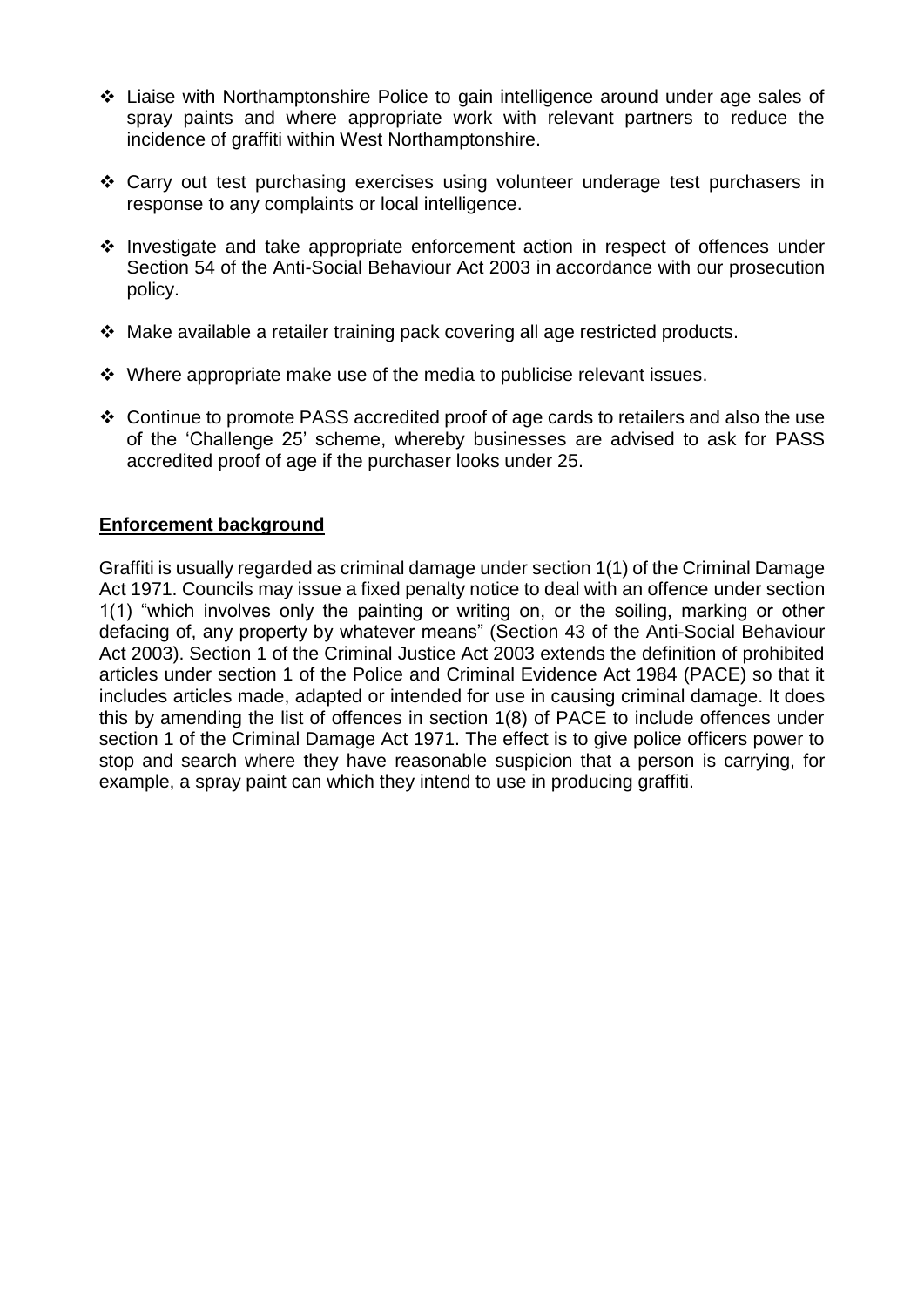- Liaise with Northamptonshire Police to gain intelligence around under age sales of spray paints and where appropriate work with relevant partners to reduce the incidence of graffiti within West Northamptonshire.

- Carry out test purchasing exercises using volunteer underage test purchasers in response to any complaints or local intelligence.

- Investigate and take appropriate enforcement action in respect of offences under Section 54 of the Anti-Social Behaviour Act 2003 in accordance with our prosecution policy.

- Make available a retailer training pack covering all age restricted products.

- Where appropriate make use of the media to publicise relevant issues.

- Continue to promote PASS accredited proof of age cards to retailers and also the use of the 'Challenge 25' scheme, whereby businesses are advised to ask for PASS accredited proof of age if the purchaser looks under 25.

**Enforcement background**

Graffiti is usually regarded as criminal damage under section 1(1) of the Criminal Damage Act 1971. Councils may issue a fixed penalty notice to deal with an offence under section 1(1) "which involves only the painting or writing on, or the soiling, marking or other defacing of, any property by whatever means" (Section 43 of the Anti-Social Behaviour Act 2003). Section 1 of the Criminal Justice Act 2003 extends the definition of prohibited articles under section 1 of the Police and Criminal Evidence Act 1984 (PACE) so that it includes articles made, adapted or intended for use in causing criminal damage. It does this by amending the list of offences in section 1(8) of PACE to include offences under section 1 of the Criminal Damage Act 1971. The effect is to give police officers power to stop and search where they have reasonable suspicion that a person is carrying, for example, a spray paint can which they intend to use in producing graffiti.